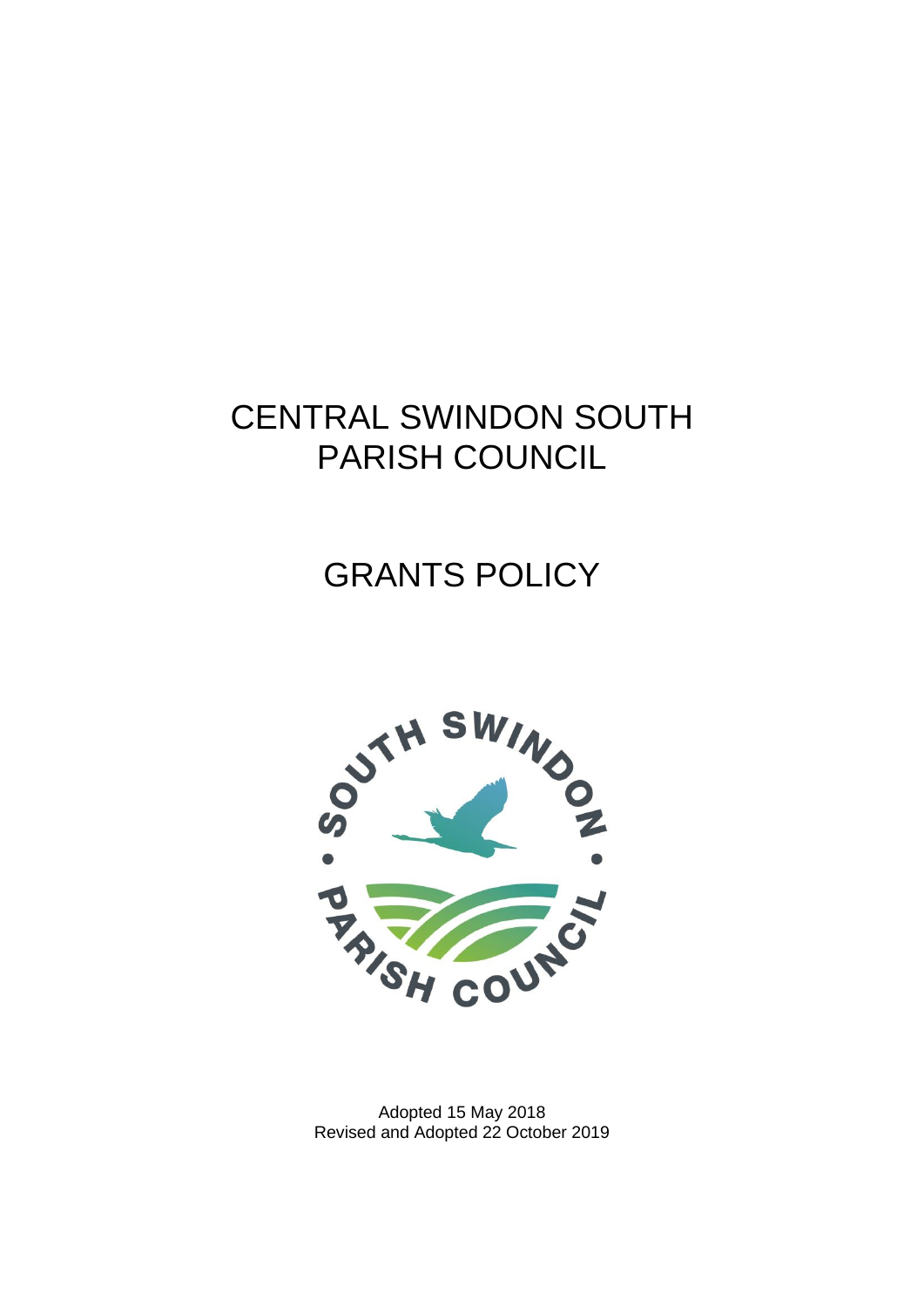# CENTRAL SWINDON SOUTH PARISH COUNCIL

# GRANTS POLICY

Adopted 15 May 2018
Revised and Adopted 22 October 2019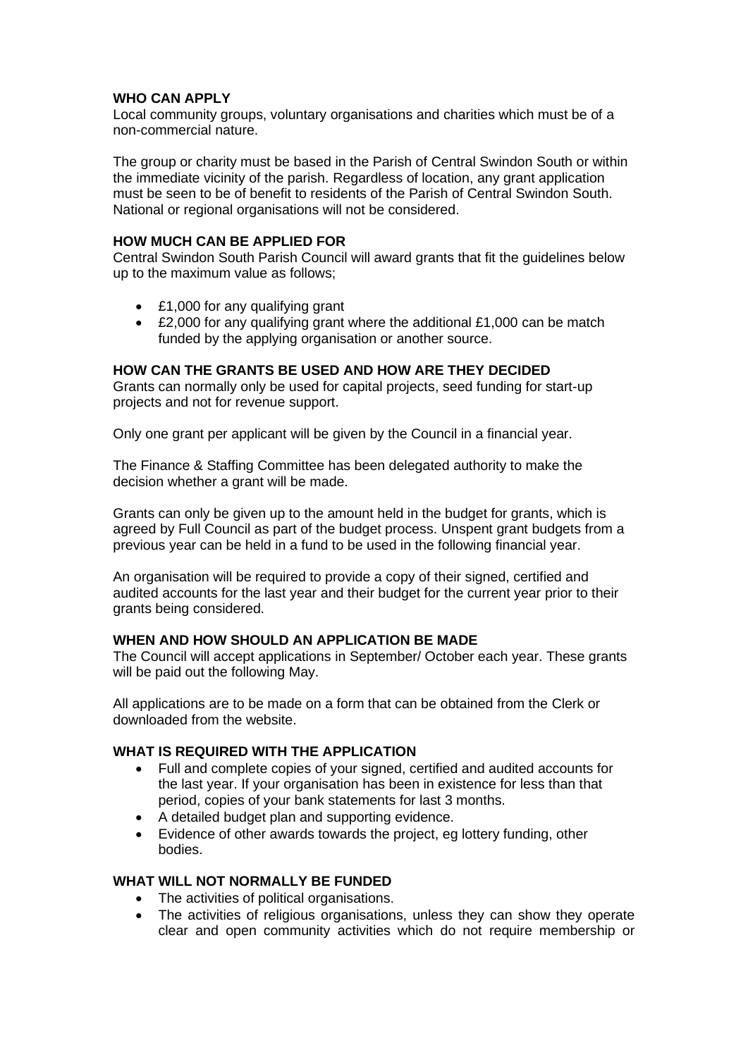**WHO CAN APPLY**
Local community groups, voluntary organisations and charities which must be of a non-commercial nature.

The group or charity must be based in the Parish of Central Swindon South or within the immediate vicinity of the parish. Regardless of location, any grant application must be seen to be of benefit to residents of the Parish of Central Swindon South. National or regional organisations will not be considered.

**HOW MUCH CAN BE APPLIED FOR**
Central Swindon South Parish Council will award grants that fit the guidelines below up to the maximum value as follows;

- £1,000 for any qualifying grant
- £2,000 for any qualifying grant where the additional £1,000 can be match funded by the applying organisation or another source.

**HOW CAN THE GRANTS BE USED AND HOW ARE THEY DECIDED**
Grants can normally only be used for capital projects, seed funding for start-up projects and not for revenue support.

Only one grant per applicant will be given by the Council in a financial year.

The Finance & Staffing Committee has been delegated authority to make the decision whether a grant will be made.

Grants can only be given up to the amount held in the budget for grants, which is agreed by Full Council as part of the budget process. Unspent grant budgets from a previous year can be held in a fund to be used in the following financial year.

An organisation will be required to provide a copy of their signed, certified and audited accounts for the last year and their budget for the current year prior to their grants being considered.

**WHEN AND HOW SHOULD AN APPLICATION BE MADE**
The Council will accept applications in September/ October each year. These grants will be paid out the following May.

All applications are to be made on a form that can be obtained from the Clerk or downloaded from the website.

**WHAT IS REQUIRED WITH THE APPLICATION**

- Full and complete copies of your signed, certified and audited accounts for the last year. If your organisation has been in existence for less than that period, copies of your bank statements for last 3 months.
- A detailed budget plan and supporting evidence.
- Evidence of other awards towards the project, eg lottery funding, other bodies.

**WHAT WILL NOT NORMALLY BE FUNDED**

- The activities of political organisations.
- The activities of religious organisations, unless they can show they operate clear and open community activities which do not require membership or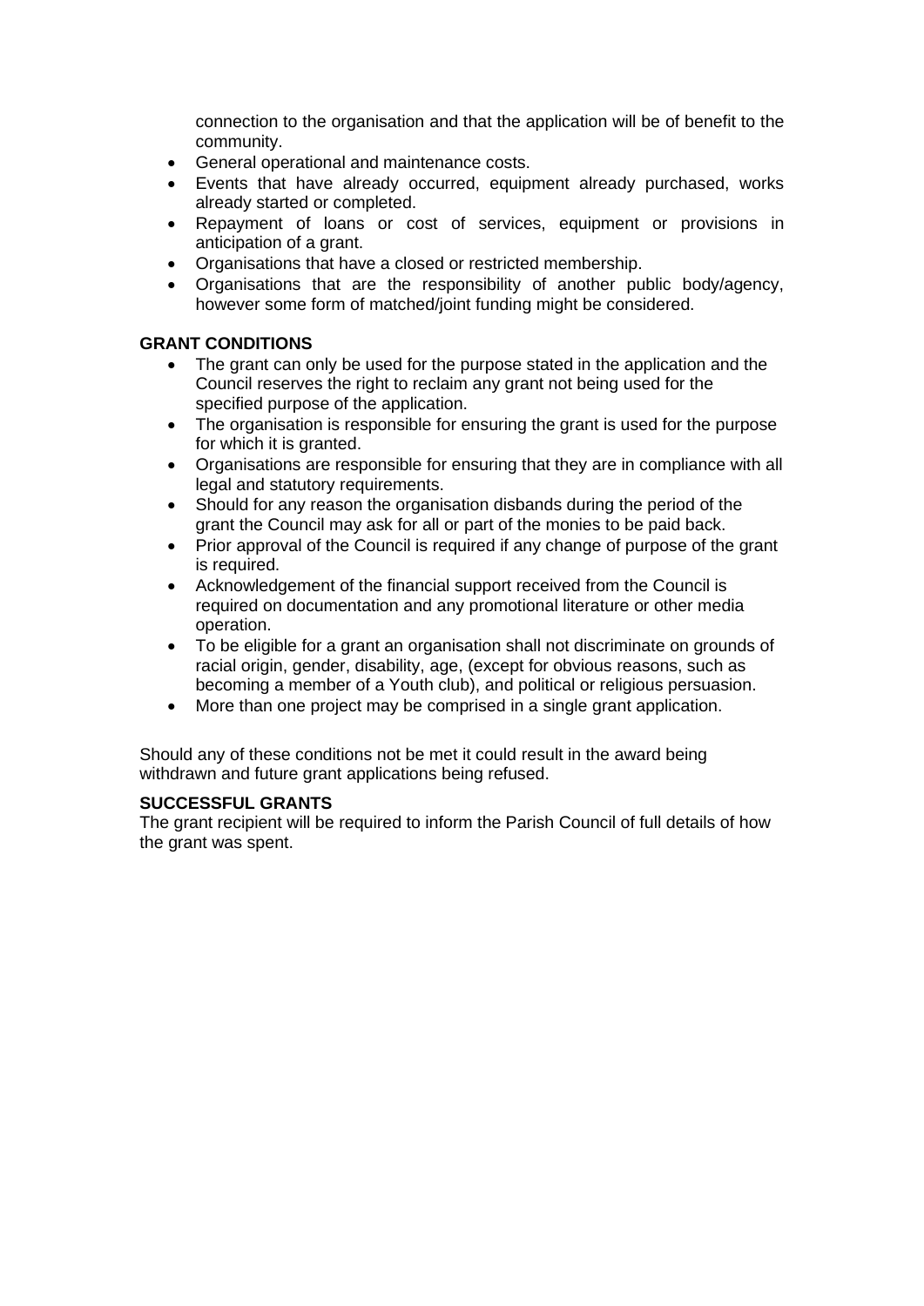connection to the organisation and that the application will be of benefit to the community.

- General operational and maintenance costs.
- Events that have already occurred, equipment already purchased, works already started or completed.
- Repayment of loans or cost of services, equipment or provisions in anticipation of a grant.
- Organisations that have a closed or restricted membership.
- Organisations that are the responsibility of another public body/agency, however some form of matched/joint funding might be considered.

**GRANT CONDITIONS**

- The grant can only be used for the purpose stated in the application and the Council reserves the right to reclaim any grant not being used for the specified purpose of the application.
- The organisation is responsible for ensuring the grant is used for the purpose for which it is granted.
- Organisations are responsible for ensuring that they are in compliance with all legal and statutory requirements.
- Should for any reason the organisation disbands during the period of the grant the Council may ask for all or part of the monies to be paid back.
- Prior approval of the Council is required if any change of purpose of the grant is required.
- Acknowledgement of the financial support received from the Council is required on documentation and any promotional literature or other media operation.
- To be eligible for a grant an organisation shall not discriminate on grounds of racial origin, gender, disability, age, (except for obvious reasons, such as becoming a member of a Youth club), and political or religious persuasion.
- More than one project may be comprised in a single grant application.

Should any of these conditions not be met it could result in the award being withdrawn and future grant applications being refused.

**SUCCESSFUL GRANTS**

The grant recipient will be required to inform the Parish Council of full details of how the grant was spent.